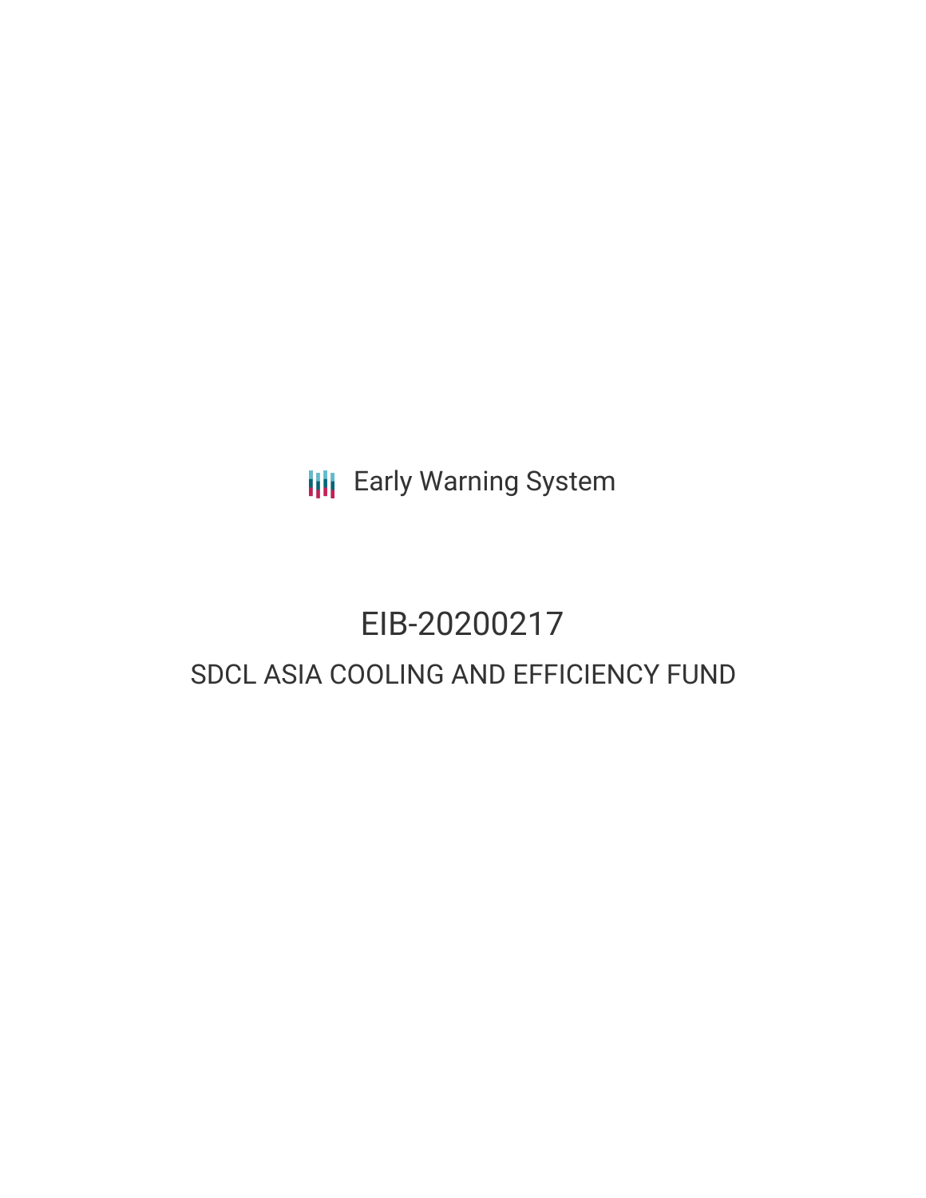Early Warning System

# EIB-20200217

## SDCL ASIA COOLING AND EFFICIENCY FUND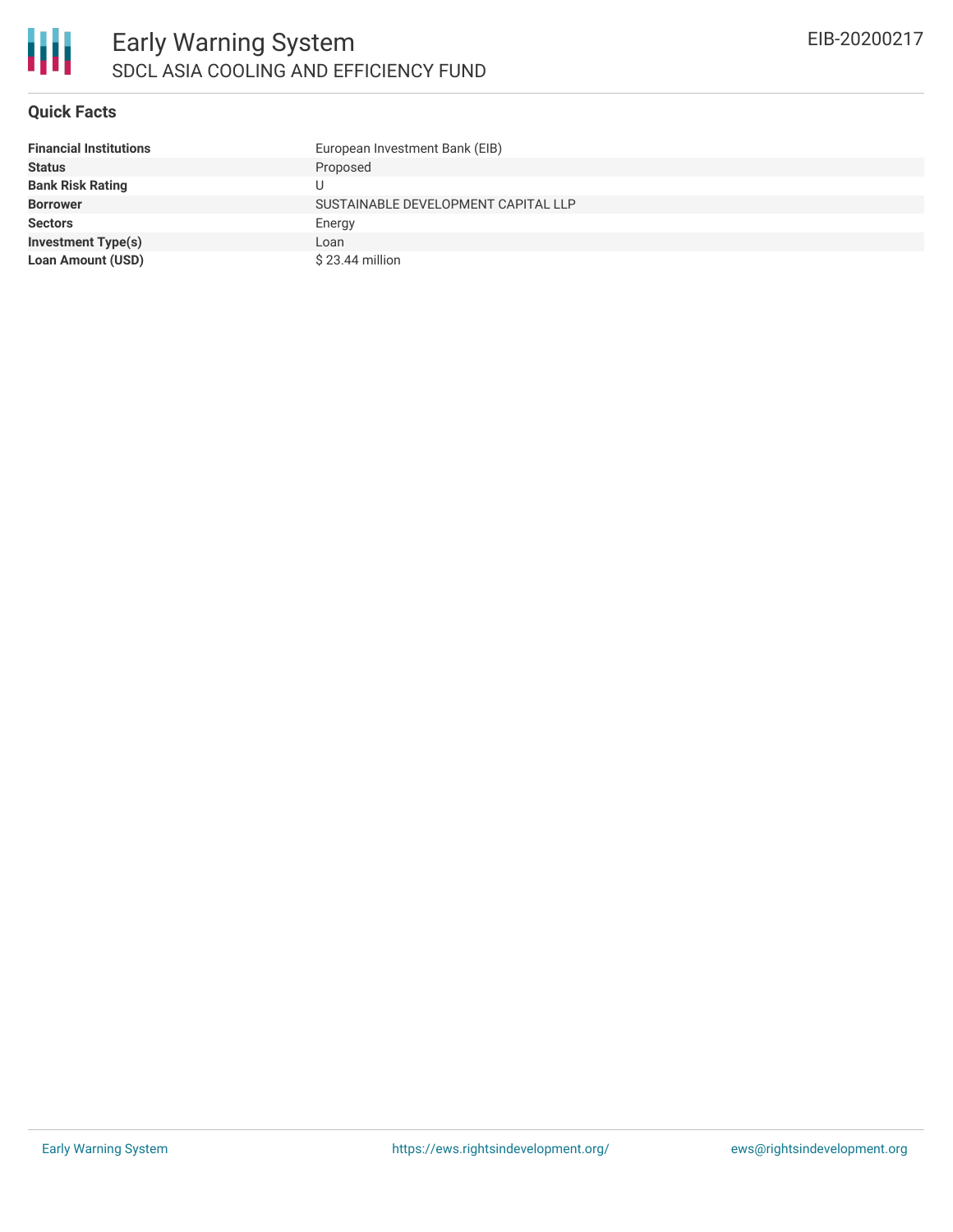## Quick Facts

| | |
|---|---|
| **Financial Institutions** | European Investment Bank (EIB) |
| **Status** | Proposed |
| **Bank Risk Rating** | U |
| **Borrower** | SUSTAINABLE DEVELOPMENT CAPITAL LLP |
| **Sectors** | Energy |
| **Investment Type(s)** | Loan |
| **Loan Amount (USD)** | $ 23.44 million |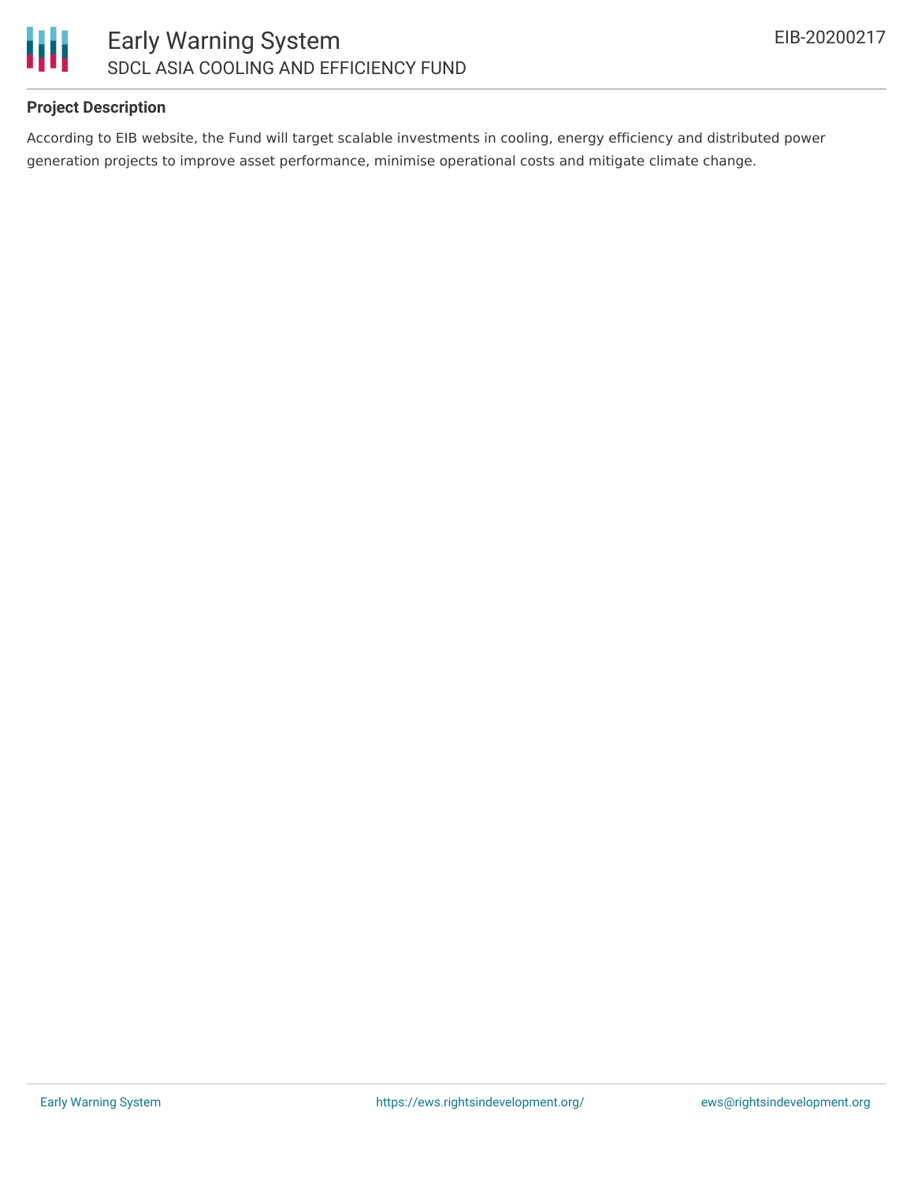### Project Description

According to EIB website, the Fund will target scalable investments in cooling, energy efficiency and distributed power generation projects to improve asset performance, minimise operational costs and mitigate climate change.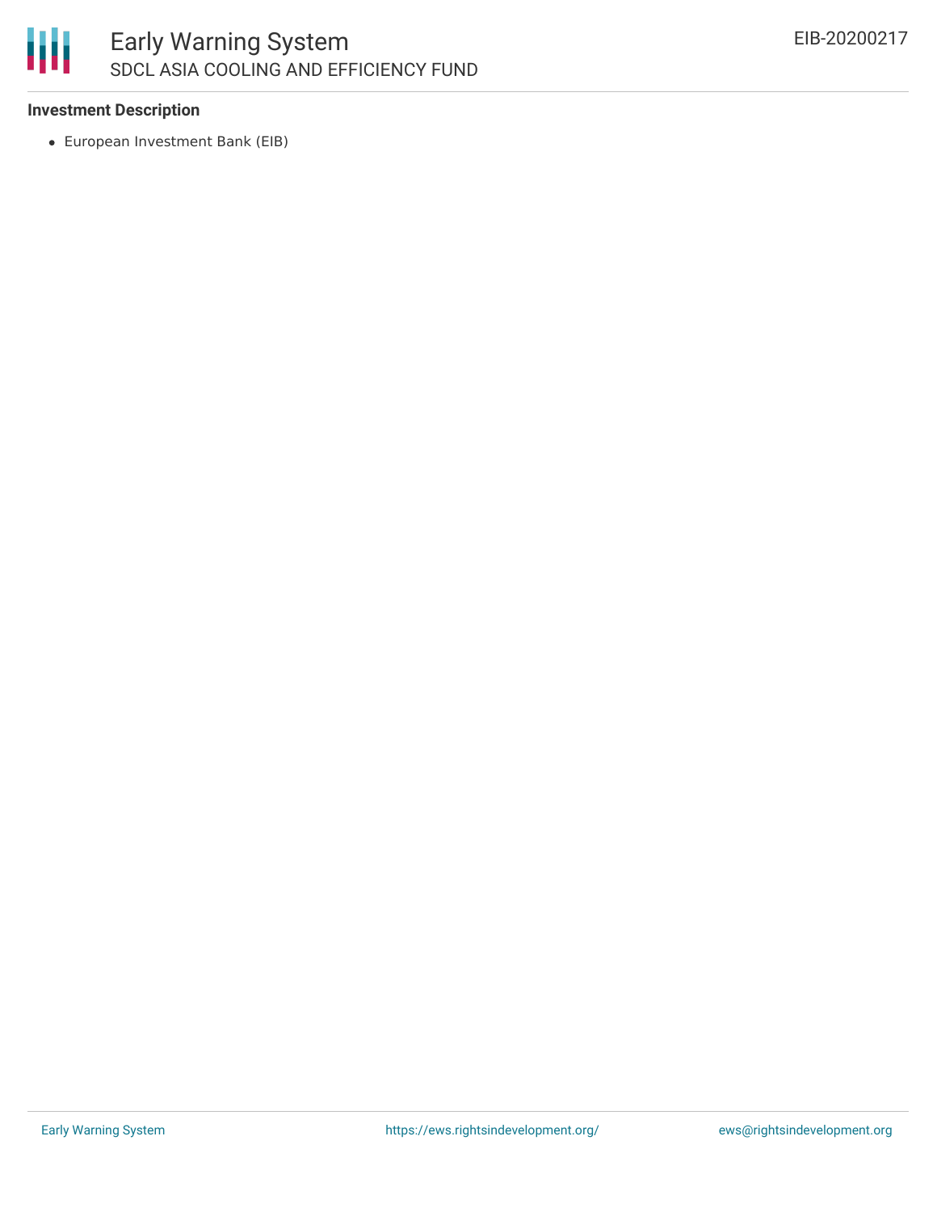**Investment Description**

- European Investment Bank (EIB)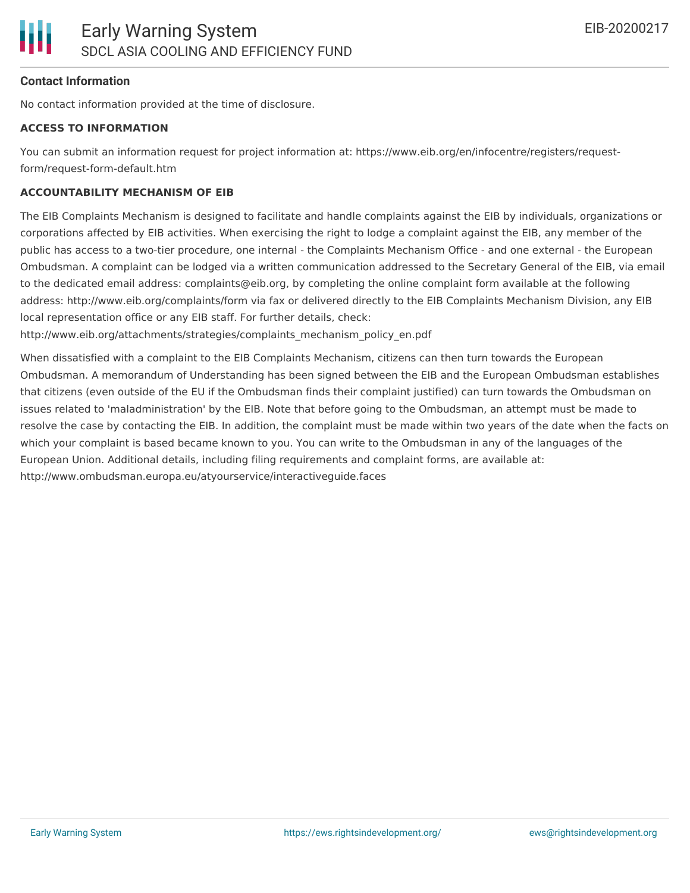#### Contact Information

No contact information provided at the time of disclosure.

**ACCESS TO INFORMATION**

You can submit an information request for project information at: https://www.eib.org/en/infocentre/registers/request-form/request-form-default.htm

**ACCOUNTABILITY MECHANISM OF EIB**

The EIB Complaints Mechanism is designed to facilitate and handle complaints against the EIB by individuals, organizations or corporations affected by EIB activities. When exercising the right to lodge a complaint against the EIB, any member of the public has access to a two-tier procedure, one internal - the Complaints Mechanism Office - and one external - the European Ombudsman. A complaint can be lodged via a written communication addressed to the Secretary General of the EIB, via email to the dedicated email address: complaints@eib.org, by completing the online complaint form available at the following address: http://www.eib.org/complaints/form via fax or delivered directly to the EIB Complaints Mechanism Division, any EIB local representation office or any EIB staff. For further details, check: http://www.eib.org/attachments/strategies/complaints_mechanism_policy_en.pdf

When dissatisfied with a complaint to the EIB Complaints Mechanism, citizens can then turn towards the European Ombudsman. A memorandum of Understanding has been signed between the EIB and the European Ombudsman establishes that citizens (even outside of the EU if the Ombudsman finds their complaint justified) can turn towards the Ombudsman on issues related to 'maladministration' by the EIB. Note that before going to the Ombudsman, an attempt must be made to resolve the case by contacting the EIB. In addition, the complaint must be made within two years of the date when the facts on which your complaint is based became known to you. You can write to the Ombudsman in any of the languages of the European Union. Additional details, including filing requirements and complaint forms, are available at: http://www.ombudsman.europa.eu/atyourservice/interactiveguide.faces